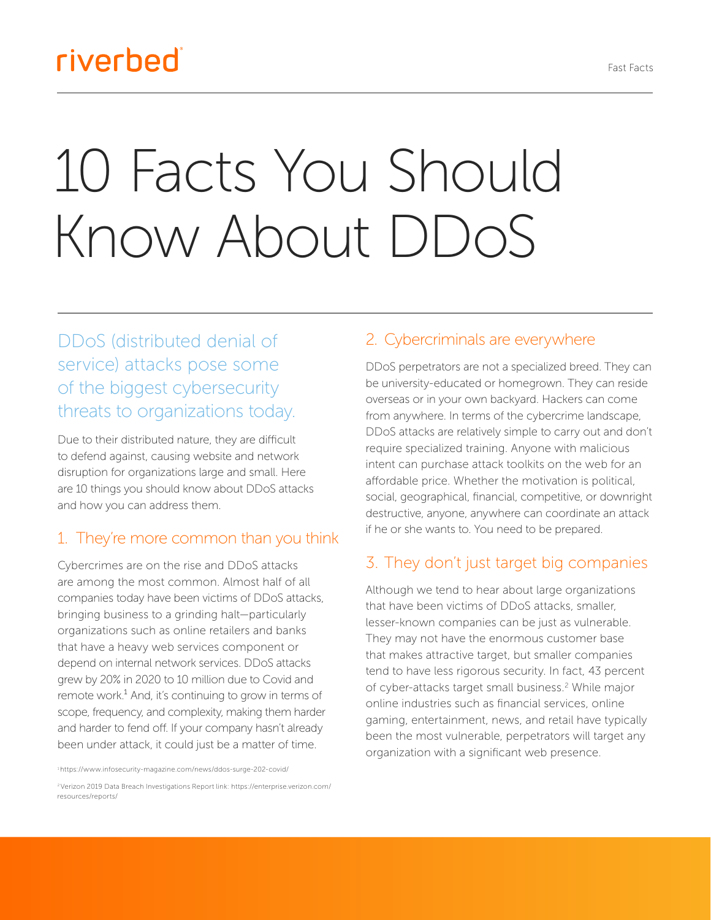# 10 Facts You Should Know About DDoS

## DDoS (distributed denial of service) attacks pose some of the biggest cybersecurity threats to organizations today.

Due to their distributed nature, they are difficult to defend against, causing website and network disruption for organizations large and small. Here are 10 things you should know about DDoS attacks and how you can address them.

### 1. They're more common than you think

Cybercrimes are on the rise and DDoS attacks are among the most common. Almost half of all companies today have been victims of DDoS attacks, bringing business to a grinding halt—particularly organizations such as online retailers and banks that have a heavy web services component or depend on internal network services. DDoS attacks grew by 20% in 2020 to 10 million due to Covid and remote work.[1] And, it's continuing to grow in terms of scope, frequency, and complexity, making them harder and harder to fend off. If your company hasn't already been under attack, it could just be a matter of time.

### 2. Cybercriminals are everywhere

DDoS perpetrators are not a specialized breed. They can be university-educated or homegrown. They can reside overseas or in your own backyard. Hackers can come from anywhere. In terms of the cybercrime landscape, DDoS attacks are relatively simple to carry out and don't require specialized training. Anyone with malicious intent can purchase attack toolkits on the web for an affordable price. Whether the motivation is political, social, geographical, financial, competitive, or downright destructive, anyone, anywhere can coordinate an attack if he or she wants to. You need to be prepared.

### 3. They don't just target big companies

Although we tend to hear about large organizations that have been victims of DDoS attacks, smaller, lesser-known companies can be just as vulnerable. They may not have the enormous customer base that makes attractive target, but smaller companies tend to have less rigorous security. In fact, 43 percent of cyber-attacks target small business.[2] While major online industries such as financial services, online gaming, entertainment, news, and retail have typically been the most vulnerable, perpetrators will target any organization with a significant web presence.

[1] https://www.infosecurity-magazine.com/news/ddos-surge-202-covid/

[2] Verizon 2019 Data Breach Investigations Report link: https://enterprise.verizon.com/resources/reports/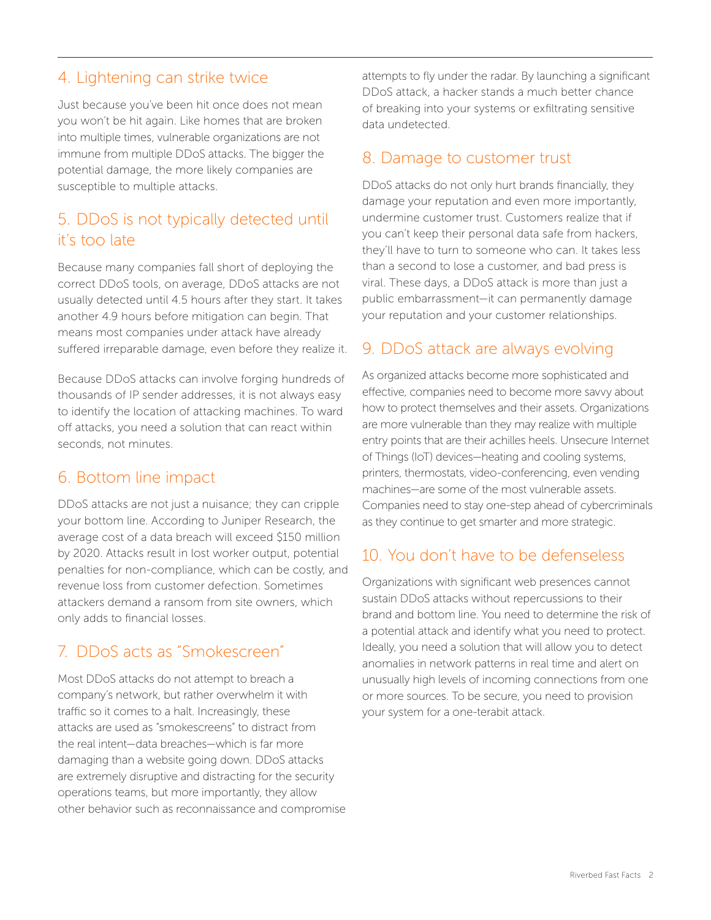## 4. Lightening can strike twice

Just because you've been hit once does not mean you won't be hit again. Like homes that are broken into multiple times, vulnerable organizations are not immune from multiple DDoS attacks. The bigger the potential damage, the more likely companies are susceptible to multiple attacks.

## 5. DDoS is not typically detected until it's too late

Because many companies fall short of deploying the correct DDoS tools, on average, DDoS attacks are not usually detected until 4.5 hours after they start. It takes another 4.9 hours before mitigation can begin. That means most companies under attack have already suffered irreparable damage, even before they realize it.

Because DDoS attacks can involve forging hundreds of thousands of IP sender addresses, it is not always easy to identify the location of attacking machines. To ward off attacks, you need a solution that can react within seconds, not minutes.

## 6. Bottom line impact

DDoS attacks are not just a nuisance; they can cripple your bottom line. According to Juniper Research, the average cost of a data breach will exceed $150 million by 2020. Attacks result in lost worker output, potential penalties for non-compliance, which can be costly, and revenue loss from customer defection. Sometimes attackers demand a ransom from site owners, which only adds to financial losses.

## 7. DDoS acts as "Smokescreen"

Most DDoS attacks do not attempt to breach a company's network, but rather overwhelm it with traffic so it comes to a halt. Increasingly, these attacks are used as "smokescreens" to distract from the real intent—data breaches—which is far more damaging than a website going down. DDoS attacks are extremely disruptive and distracting for the security operations teams, but more importantly, they allow other behavior such as reconnaissance and compromise attempts to fly under the radar. By launching a significant DDoS attack, a hacker stands a much better chance of breaking into your systems or exfiltrating sensitive data undetected.

## 8. Damage to customer trust

DDoS attacks do not only hurt brands financially, they damage your reputation and even more importantly, undermine customer trust. Customers realize that if you can't keep their personal data safe from hackers, they'll have to turn to someone who can. It takes less than a second to lose a customer, and bad press is viral. These days, a DDoS attack is more than just a public embarrassment—it can permanently damage your reputation and your customer relationships.

## 9. DDoS attack are always evolving

As organized attacks become more sophisticated and effective, companies need to become more savvy about how to protect themselves and their assets. Organizations are more vulnerable than they may realize with multiple entry points that are their achilles heels. Unsecure Internet of Things (IoT) devices—heating and cooling systems, printers, thermostats, video-conferencing, even vending machines—are some of the most vulnerable assets. Companies need to stay one-step ahead of cybercriminals as they continue to get smarter and more strategic.

## 10. You don't have to be defenseless

Organizations with significant web presences cannot sustain DDoS attacks without repercussions to their brand and bottom line. You need to determine the risk of a potential attack and identify what you need to protect. Ideally, you need a solution that will allow you to detect anomalies in network patterns in real time and alert on unusually high levels of incoming connections from one or more sources. To be secure, you need to provision your system for a one-terabit attack.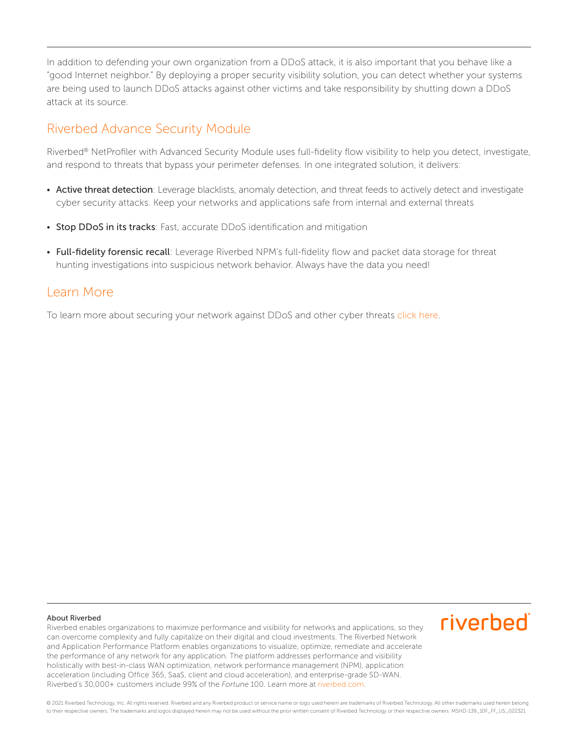In addition to defending your own organization from a DDoS attack, it is also important that you behave like a "good Internet neighbor." By deploying a proper security visibility solution, you can detect whether your systems are being used to launch DDoS attacks against other victims and take responsibility by shutting down a DDoS attack at its source.

## Riverbed Advance Security Module

Riverbed® NetProfiler with Advanced Security Module uses full-fidelity flow visibility to help you detect, investigate, and respond to threats that bypass your perimeter defenses. In one integrated solution, it delivers:

- **Active threat detection**: Leverage blacklists, anomaly detection, and threat feeds to actively detect and investigate cyber security attacks. Keep your networks and applications safe from internal and external threats
- **Stop DDoS in its tracks**: Fast, accurate DDoS identification and mitigation
- **Full-fidelity forensic recall**: Leverage Riverbed NPM's full-fidelity flow and packet data storage for threat hunting investigations into suspicious network behavior. Always have the data you need!

## Learn More

To learn more about securing your network against DDoS and other cyber threats click here.

**About Riverbed**

Riverbed enables organizations to maximize performance and visibility for networks and applications, so they can overcome complexity and fully capitalize on their digital and cloud investments. The Riverbed Network and Application Performance Platform enables organizations to visualize, optimize, remediate and accelerate the performance of any network for any application. The platform addresses performance and visibility holistically with best-in-class WAN optimization, network performance management (NPM), application acceleration (including Office 365, SaaS, client and cloud acceleration), and enterprise-grade SD-WAN. Riverbed's 30,000+ customers include 99% of the *Fortune* 100. Learn more at riverbed.com.

riverbed

© 2021 Riverbed Technology, Inc. All rights reserved. Riverbed and any Riverbed product or service name or logo used herein are trademarks of Riverbed Technology. All other trademarks used herein belong to their respective owners. The trademarks and logos displayed herein may not be used without the prior written consent of Riverbed Technology or their respective owners. MSHD-139_10F_FF_US_022321